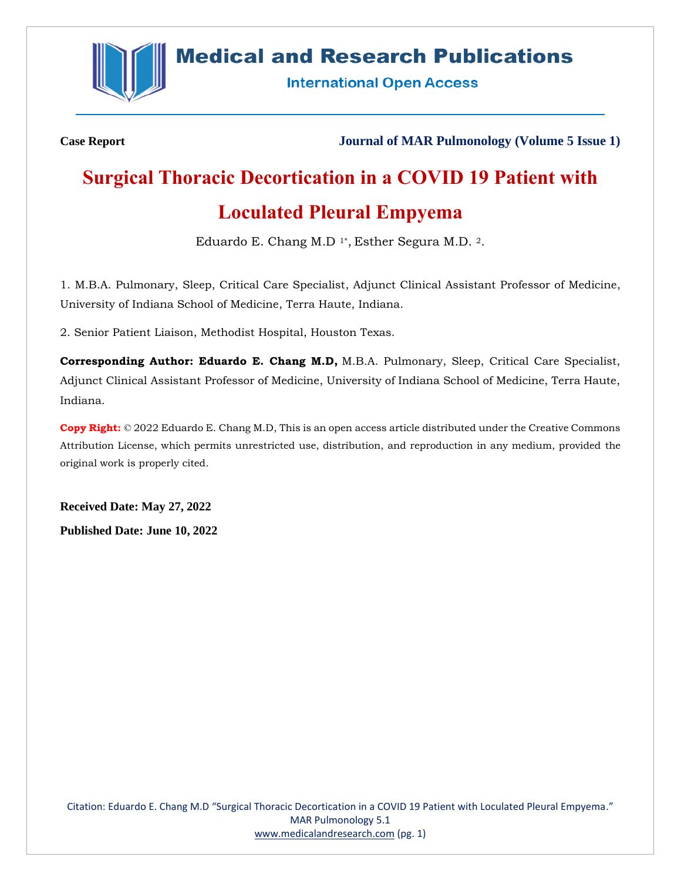Case Report

Journal of MAR Pulmonology (Volume 5 Issue 1)

# Surgical Thoracic Decortication in a COVID 19 Patient with Loculated Pleural Empyema

Eduardo E. Chang M.D [1*], Esther Segura M.D. [2].

1. M.B.A. Pulmonary, Sleep, Critical Care Specialist, Adjunct Clinical Assistant Professor of Medicine, University of Indiana School of Medicine, Terra Haute, Indiana.

2. Senior Patient Liaison, Methodist Hospital, Houston Texas.

**Corresponding Author: Eduardo E. Chang M.D,** M.B.A. Pulmonary, Sleep, Critical Care Specialist, Adjunct Clinical Assistant Professor of Medicine, University of Indiana School of Medicine, Terra Haute, Indiana.

**Copy Right:** © 2022 Eduardo E. Chang M.D, This is an open access article distributed under the Creative Commons Attribution License, which permits unrestricted use, distribution, and reproduction in any medium, provided the original work is properly cited.

**Received Date: May 27, 2022**

**Published Date: June 10, 2022**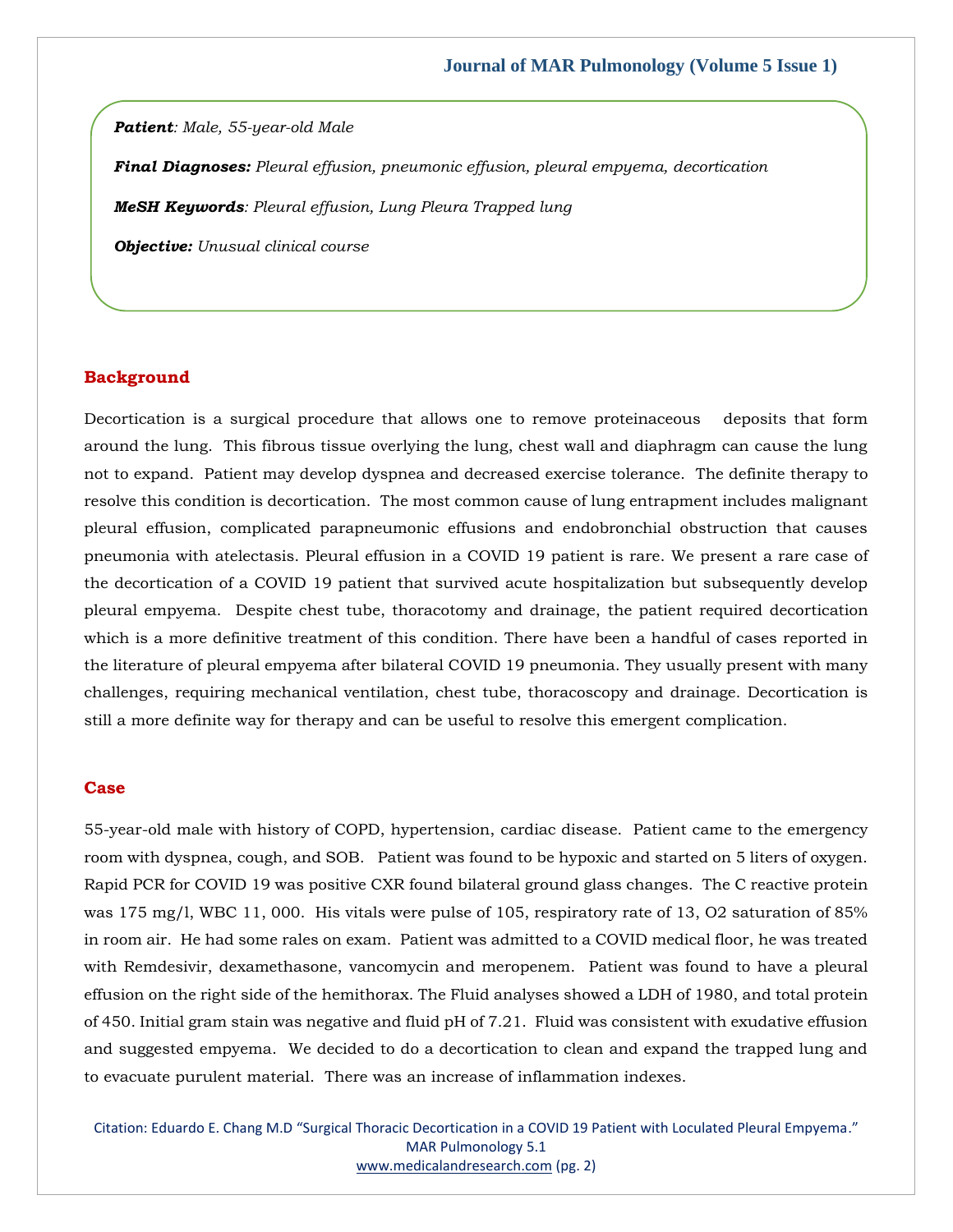*Patient*: Male, 55-year-old Male

***Final Diagnoses:*** *Pleural effusion, pneumonic effusion, pleural empyema, decortication*

***MeSH Keywords***: *Pleural effusion, Lung Pleura Trapped lung*

***Objective:*** *Unusual clinical course*

## Background

Decortication is a surgical procedure that allows one to remove proteinaceous deposits that form around the lung. This fibrous tissue overlying the lung, chest wall and diaphragm can cause the lung not to expand. Patient may develop dyspnea and decreased exercise tolerance. The definite therapy to resolve this condition is decortication. The most common cause of lung entrapment includes malignant pleural effusion, complicated parapneumonic effusions and endobronchial obstruction that causes pneumonia with atelectasis. Pleural effusion in a COVID 19 patient is rare. We present a rare case of the decortication of a COVID 19 patient that survived acute hospitalization but subsequently develop pleural empyema. Despite chest tube, thoracotomy and drainage, the patient required decortication which is a more definitive treatment of this condition. There have been a handful of cases reported in the literature of pleural empyema after bilateral COVID 19 pneumonia. They usually present with many challenges, requiring mechanical ventilation, chest tube, thoracoscopy and drainage. Decortication is still a more definite way for therapy and can be useful to resolve this emergent complication.

## Case

55-year-old male with history of COPD, hypertension, cardiac disease. Patient came to the emergency room with dyspnea, cough, and SOB. Patient was found to be hypoxic and started on 5 liters of oxygen. Rapid PCR for COVID 19 was positive CXR found bilateral ground glass changes. The C reactive protein was 175 mg/l, WBC 11, 000. His vitals were pulse of 105, respiratory rate of 13, O2 saturation of 85% in room air. He had some rales on exam. Patient was admitted to a COVID medical floor, he was treated with Remdesivir, dexamethasone, vancomycin and meropenem. Patient was found to have a pleural effusion on the right side of the hemithorax. The Fluid analyses showed a LDH of 1980, and total protein of 450. Initial gram stain was negative and fluid pH of 7.21. Fluid was consistent with exudative effusion and suggested empyema. We decided to do a decortication to clean and expand the trapped lung and to evacuate purulent material. There was an increase of inflammation indexes.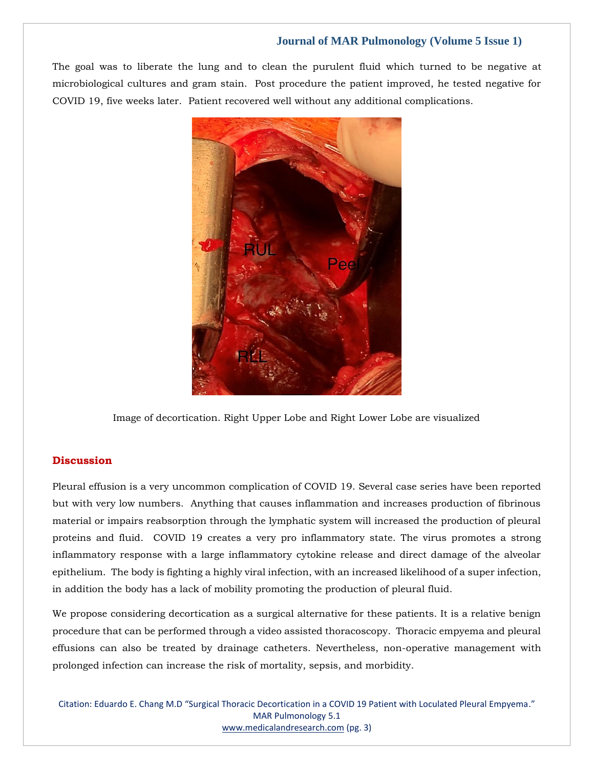The goal was to liberate the lung and to clean the purulent fluid which turned to be negative at microbiological cultures and gram stain. Post procedure the patient improved, he tested negative for COVID 19, five weeks later. Patient recovered well without any additional complications.

Image of decortication. Right Upper Lobe and Right Lower Lobe are visualized

## Discussion

Pleural effusion is a very uncommon complication of COVID 19. Several case series have been reported but with very low numbers. Anything that causes inflammation and increases production of fibrinous material or impairs reabsorption through the lymphatic system will increased the production of pleural proteins and fluid. COVID 19 creates a very pro inflammatory state. The virus promotes a strong inflammatory response with a large inflammatory cytokine release and direct damage of the alveolar epithelium. The body is fighting a highly viral infection, with an increased likelihood of a super infection, in addition the body has a lack of mobility promoting the production of pleural fluid.

We propose considering decortication as a surgical alternative for these patients. It is a relative benign procedure that can be performed through a video assisted thoracoscopy. Thoracic empyema and pleural effusions can also be treated by drainage catheters. Nevertheless, non-operative management with prolonged infection can increase the risk of mortality, sepsis, and morbidity.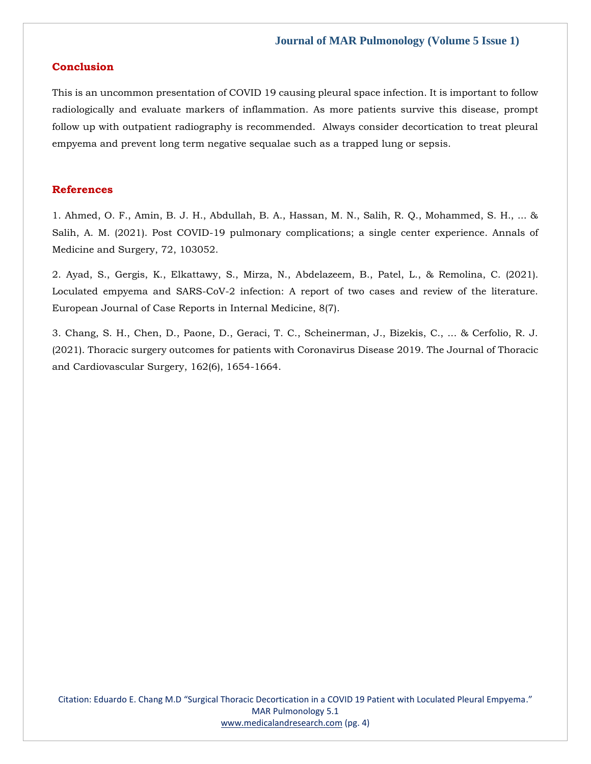## Conclusion

This is an uncommon presentation of COVID 19 causing pleural space infection. It is important to follow radiologically and evaluate markers of inflammation. As more patients survive this disease, prompt follow up with outpatient radiography is recommended. Always consider decortication to treat pleural empyema and prevent long term negative sequalae such as a trapped lung or sepsis.

## References

1. Ahmed, O. F., Amin, B. J. H., Abdullah, B. A., Hassan, M. N., Salih, R. Q., Mohammed, S. H., ... & Salih, A. M. (2021). Post COVID-19 pulmonary complications; a single center experience. Annals of Medicine and Surgery, 72, 103052.

2. Ayad, S., Gergis, K., Elkattawy, S., Mirza, N., Abdelazeem, B., Patel, L., & Remolina, C. (2021). Loculated empyema and SARS-CoV-2 infection: A report of two cases and review of the literature. European Journal of Case Reports in Internal Medicine, 8(7).

3. Chang, S. H., Chen, D., Paone, D., Geraci, T. C., Scheinerman, J., Bizekis, C., ... & Cerfolio, R. J. (2021). Thoracic surgery outcomes for patients with Coronavirus Disease 2019. The Journal of Thoracic and Cardiovascular Surgery, 162(6), 1654-1664.